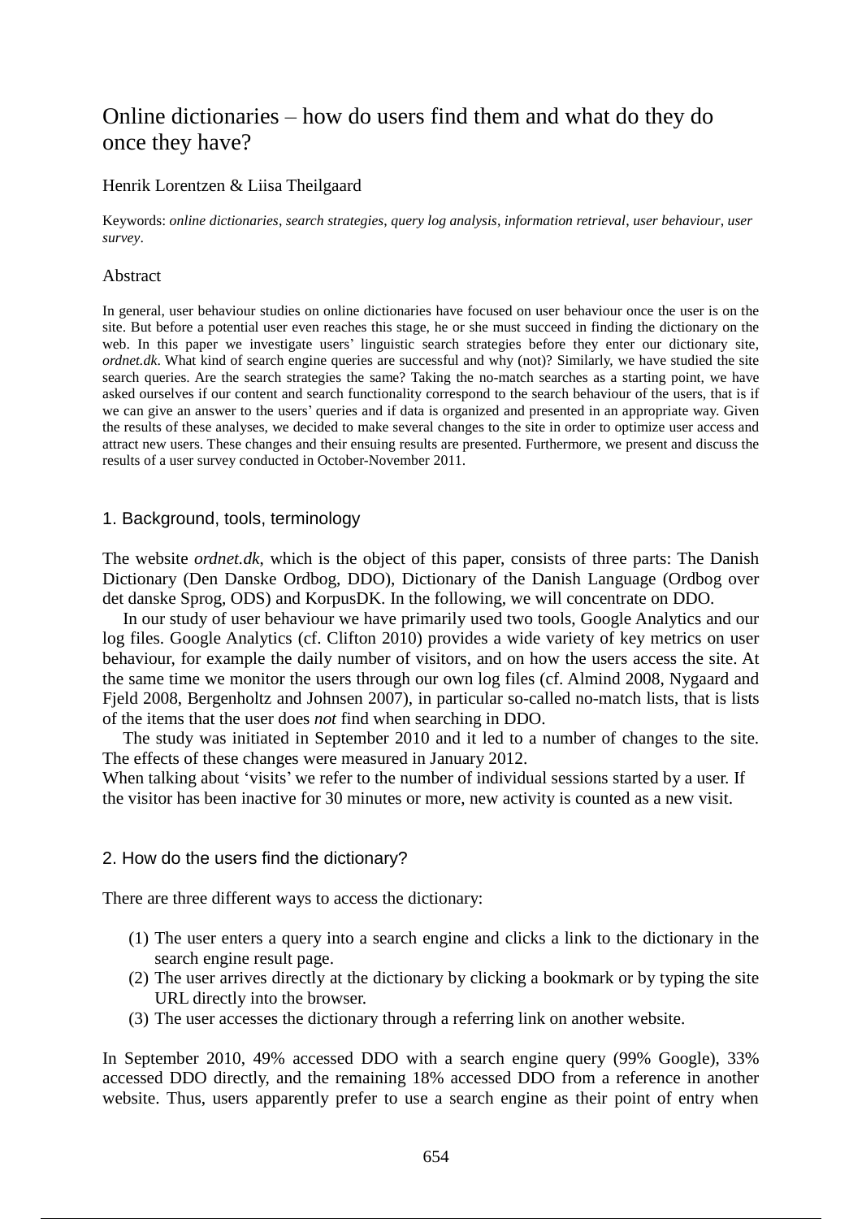# Online dictionaries – how do users find them and what do they do once they have?

Henrik Lorentzen & Liisa Theilgaard

Keywords: *online dictionaries*, *search strategies*, *query log analysis*, *information retrieval*, *user behaviour*, *user survey*.

## Abstract

In general, user behaviour studies on online dictionaries have focused on user behaviour once the user is on the site. But before a potential user even reaches this stage, he or she must succeed in finding the dictionary on the web. In this paper we investigate users' linguistic search strategies before they enter our dictionary site, *ordnet.dk*. What kind of search engine queries are successful and why (not)? Similarly, we have studied the site search queries. Are the search strategies the same? Taking the no-match searches as a starting point, we have asked ourselves if our content and search functionality correspond to the search behaviour of the users, that is if we can give an answer to the users' queries and if data is organized and presented in an appropriate way. Given the results of these analyses, we decided to make several changes to the site in order to optimize user access and attract new users. These changes and their ensuing results are presented. Furthermore, we present and discuss the results of a user survey conducted in October-November 2011.

## 1. Background, tools, terminology

The website *ordnet.dk*, which is the object of this paper, consists of three parts: The Danish Dictionary (Den Danske Ordbog, DDO), Dictionary of the Danish Language (Ordbog over det danske Sprog, ODS) and KorpusDK. In the following, we will concentrate on DDO.

In our study of user behaviour we have primarily used two tools, Google Analytics and our log files. Google Analytics (cf. Clifton 2010) provides a wide variety of key metrics on user behaviour, for example the daily number of visitors, and on how the users access the site. At the same time we monitor the users through our own log files (cf. Almind 2008, Nygaard and Fjeld 2008, Bergenholtz and Johnsen 2007), in particular so-called no-match lists, that is lists of the items that the user does *not* find when searching in DDO.

The study was initiated in September 2010 and it led to a number of changes to the site. The effects of these changes were measured in January 2012.

When talking about 'visits' we refer to the number of individual sessions started by a user. If the visitor has been inactive for 30 minutes or more, new activity is counted as a new visit.

## 2. How do the users find the dictionary?

There are three different ways to access the dictionary:

(1) The user enters a query into a search engine and clicks a link to the dictionary in the search engine result page.
(2) The user arrives directly at the dictionary by clicking a bookmark or by typing the site URL directly into the browser.
(3) The user accesses the dictionary through a referring link on another website.

In September 2010, 49% accessed DDO with a search engine query (99% Google), 33% accessed DDO directly, and the remaining 18% accessed DDO from a reference in another website. Thus, users apparently prefer to use a search engine as their point of entry when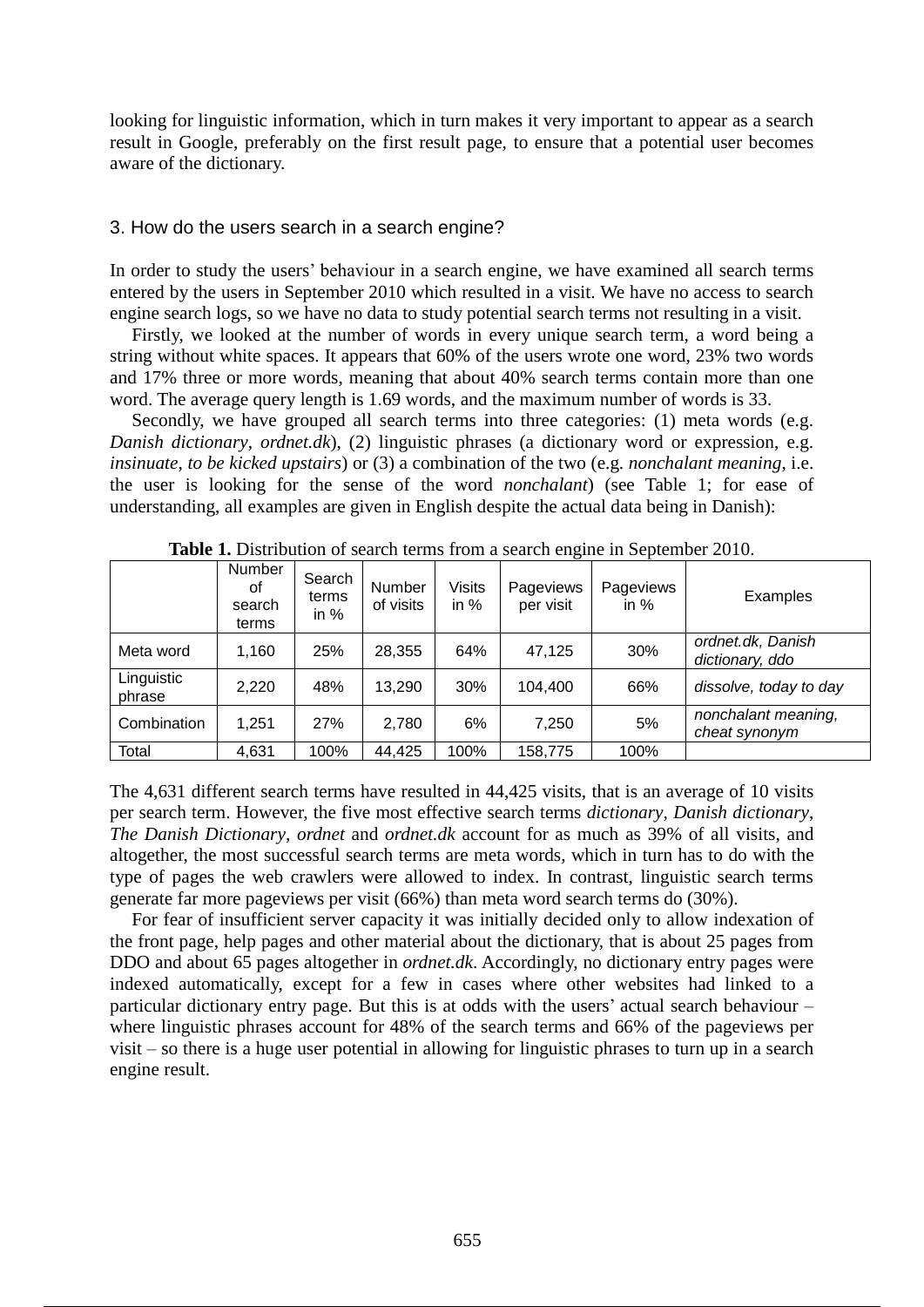looking for linguistic information, which in turn makes it very important to appear as a search result in Google, preferably on the first result page, to ensure that a potential user becomes aware of the dictionary.

## 3. How do the users search in a search engine?

In order to study the users' behaviour in a search engine, we have examined all search terms entered by the users in September 2010 which resulted in a visit. We have no access to search engine search logs, so we have no data to study potential search terms not resulting in a visit.

Firstly, we looked at the number of words in every unique search term, a word being a string without white spaces. It appears that 60% of the users wrote one word, 23% two words and 17% three or more words, meaning that about 40% search terms contain more than one word. The average query length is 1.69 words, and the maximum number of words is 33.

Secondly, we have grouped all search terms into three categories: (1) meta words (e.g. *Danish dictionary*, *ordnet.dk*), (2) linguistic phrases (a dictionary word or expression, e.g. *insinuate, to be kicked upstairs*) or (3) a combination of the two (e.g. *nonchalant meaning*, i.e. the user is looking for the sense of the word *nonchalant*) (see Table 1; for ease of understanding, all examples are given in English despite the actual data being in Danish):

**Table 1.** Distribution of search terms from a search engine in September 2010.

| | Number of search terms | Search terms in % | Number of visits | Visits in % | Pageviews per visit | Pageviews in % | Examples |
|---|---|---|---|---|---|---|---|
| Meta word | 1,160 | 25% | 28,355 | 64% | 47,125 | 30% | *ordnet.dk, Danish dictionary, ddo* |
| Linguistic phrase | 2,220 | 48% | 13,290 | 30% | 104,400 | 66% | *dissolve, today to day* |
| Combination | 1,251 | 27% | 2,780 | 6% | 7,250 | 5% | *nonchalant meaning, cheat synonym* |
| Total | 4,631 | 100% | 44,425 | 100% | 158,775 | 100% | |

The 4,631 different search terms have resulted in 44,425 visits, that is an average of 10 visits per search term. However, the five most effective search terms *dictionary*, *Danish dictionary*, *The Danish Dictionary*, *ordnet* and *ordnet.dk* account for as much as 39% of all visits, and altogether, the most successful search terms are meta words, which in turn has to do with the type of pages the web crawlers were allowed to index. In contrast, linguistic search terms generate far more pageviews per visit (66%) than meta word search terms do (30%).

For fear of insufficient server capacity it was initially decided only to allow indexation of the front page, help pages and other material about the dictionary, that is about 25 pages from DDO and about 65 pages altogether in *ordnet.dk*. Accordingly, no dictionary entry pages were indexed automatically, except for a few in cases where other websites had linked to a particular dictionary entry page. But this is at odds with the users' actual search behaviour – where linguistic phrases account for 48% of the search terms and 66% of the pageviews per visit – so there is a huge user potential in allowing for linguistic phrases to turn up in a search engine result.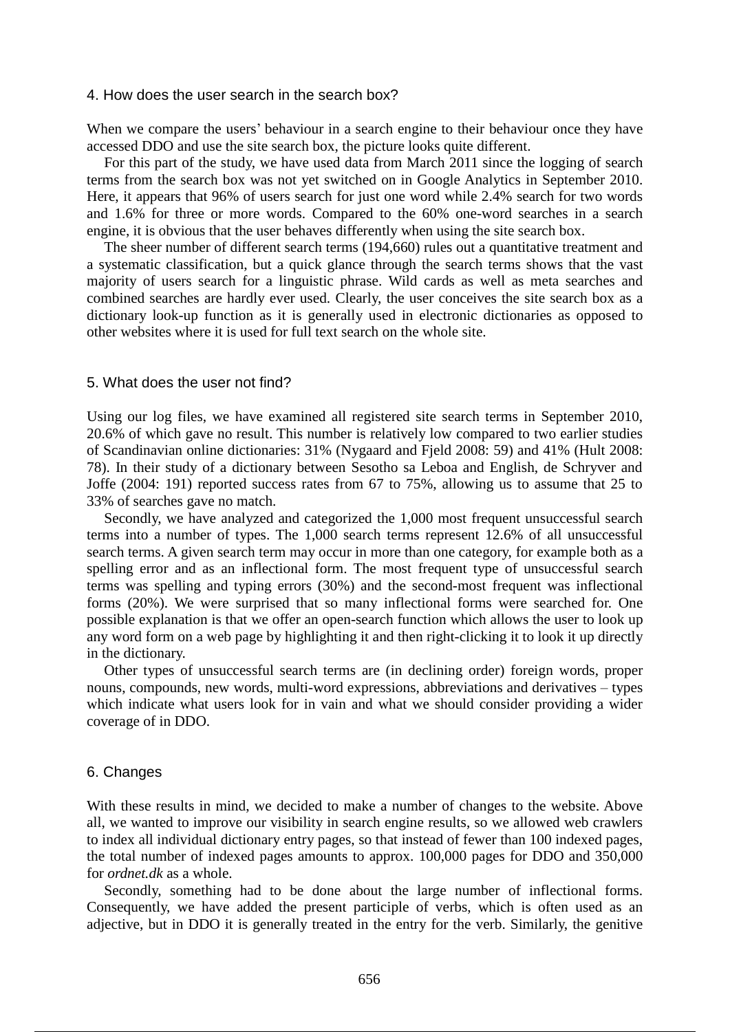## 4. How does the user search in the search box?

When we compare the users' behaviour in a search engine to their behaviour once they have accessed DDO and use the site search box, the picture looks quite different.

For this part of the study, we have used data from March 2011 since the logging of search terms from the search box was not yet switched on in Google Analytics in September 2010. Here, it appears that 96% of users search for just one word while 2.4% search for two words and 1.6% for three or more words. Compared to the 60% one-word searches in a search engine, it is obvious that the user behaves differently when using the site search box.

The sheer number of different search terms (194,660) rules out a quantitative treatment and a systematic classification, but a quick glance through the search terms shows that the vast majority of users search for a linguistic phrase. Wild cards as well as meta searches and combined searches are hardly ever used. Clearly, the user conceives the site search box as a dictionary look-up function as it is generally used in electronic dictionaries as opposed to other websites where it is used for full text search on the whole site.

## 5. What does the user not find?

Using our log files, we have examined all registered site search terms in September 2010, 20.6% of which gave no result. This number is relatively low compared to two earlier studies of Scandinavian online dictionaries: 31% (Nygaard and Fjeld 2008: 59) and 41% (Hult 2008: 78). In their study of a dictionary between Sesotho sa Leboa and English, de Schryver and Joffe (2004: 191) reported success rates from 67 to 75%, allowing us to assume that 25 to 33% of searches gave no match.

Secondly, we have analyzed and categorized the 1,000 most frequent unsuccessful search terms into a number of types. The 1,000 search terms represent 12.6% of all unsuccessful search terms. A given search term may occur in more than one category, for example both as a spelling error and as an inflectional form. The most frequent type of unsuccessful search terms was spelling and typing errors (30%) and the second-most frequent was inflectional forms (20%). We were surprised that so many inflectional forms were searched for. One possible explanation is that we offer an open-search function which allows the user to look up any word form on a web page by highlighting it and then right-clicking it to look it up directly in the dictionary.

Other types of unsuccessful search terms are (in declining order) foreign words, proper nouns, compounds, new words, multi-word expressions, abbreviations and derivatives – types which indicate what users look for in vain and what we should consider providing a wider coverage of in DDO.

## 6. Changes

With these results in mind, we decided to make a number of changes to the website. Above all, we wanted to improve our visibility in search engine results, so we allowed web crawlers to index all individual dictionary entry pages, so that instead of fewer than 100 indexed pages, the total number of indexed pages amounts to approx. 100,000 pages for DDO and 350,000 for *ordnet.dk* as a whole.

Secondly, something had to be done about the large number of inflectional forms. Consequently, we have added the present participle of verbs, which is often used as an adjective, but in DDO it is generally treated in the entry for the verb. Similarly, the genitive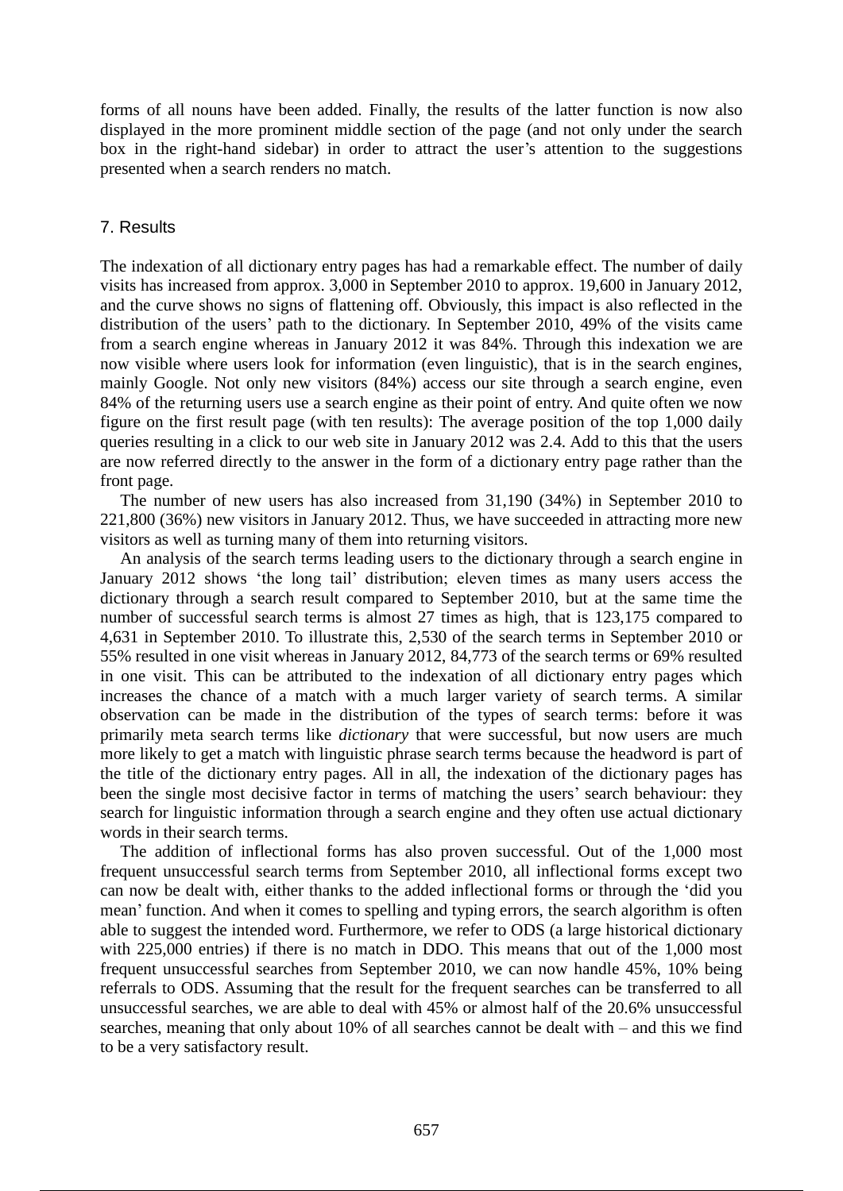forms of all nouns have been added. Finally, the results of the latter function is now also displayed in the more prominent middle section of the page (and not only under the search box in the right-hand sidebar) in order to attract the user's attention to the suggestions presented when a search renders no match.

## 7. Results

The indexation of all dictionary entry pages has had a remarkable effect. The number of daily visits has increased from approx. 3,000 in September 2010 to approx. 19,600 in January 2012, and the curve shows no signs of flattening off. Obviously, this impact is also reflected in the distribution of the users' path to the dictionary. In September 2010, 49% of the visits came from a search engine whereas in January 2012 it was 84%. Through this indexation we are now visible where users look for information (even linguistic), that is in the search engines, mainly Google. Not only new visitors (84%) access our site through a search engine, even 84% of the returning users use a search engine as their point of entry. And quite often we now figure on the first result page (with ten results): The average position of the top 1,000 daily queries resulting in a click to our web site in January 2012 was 2.4. Add to this that the users are now referred directly to the answer in the form of a dictionary entry page rather than the front page.

The number of new users has also increased from 31,190 (34%) in September 2010 to 221,800 (36%) new visitors in January 2012. Thus, we have succeeded in attracting more new visitors as well as turning many of them into returning visitors.

An analysis of the search terms leading users to the dictionary through a search engine in January 2012 shows 'the long tail' distribution; eleven times as many users access the dictionary through a search result compared to September 2010, but at the same time the number of successful search terms is almost 27 times as high, that is 123,175 compared to 4,631 in September 2010. To illustrate this, 2,530 of the search terms in September 2010 or 55% resulted in one visit whereas in January 2012, 84,773 of the search terms or 69% resulted in one visit. This can be attributed to the indexation of all dictionary entry pages which increases the chance of a match with a much larger variety of search terms. A similar observation can be made in the distribution of the types of search terms: before it was primarily meta search terms like *dictionary* that were successful, but now users are much more likely to get a match with linguistic phrase search terms because the headword is part of the title of the dictionary entry pages. All in all, the indexation of the dictionary pages has been the single most decisive factor in terms of matching the users' search behaviour: they search for linguistic information through a search engine and they often use actual dictionary words in their search terms.

The addition of inflectional forms has also proven successful. Out of the 1,000 most frequent unsuccessful search terms from September 2010, all inflectional forms except two can now be dealt with, either thanks to the added inflectional forms or through the 'did you mean' function. And when it comes to spelling and typing errors, the search algorithm is often able to suggest the intended word. Furthermore, we refer to ODS (a large historical dictionary with 225,000 entries) if there is no match in DDO. This means that out of the 1,000 most frequent unsuccessful searches from September 2010, we can now handle 45%, 10% being referrals to ODS. Assuming that the result for the frequent searches can be transferred to all unsuccessful searches, we are able to deal with 45% or almost half of the 20.6% unsuccessful searches, meaning that only about 10% of all searches cannot be dealt with – and this we find to be a very satisfactory result.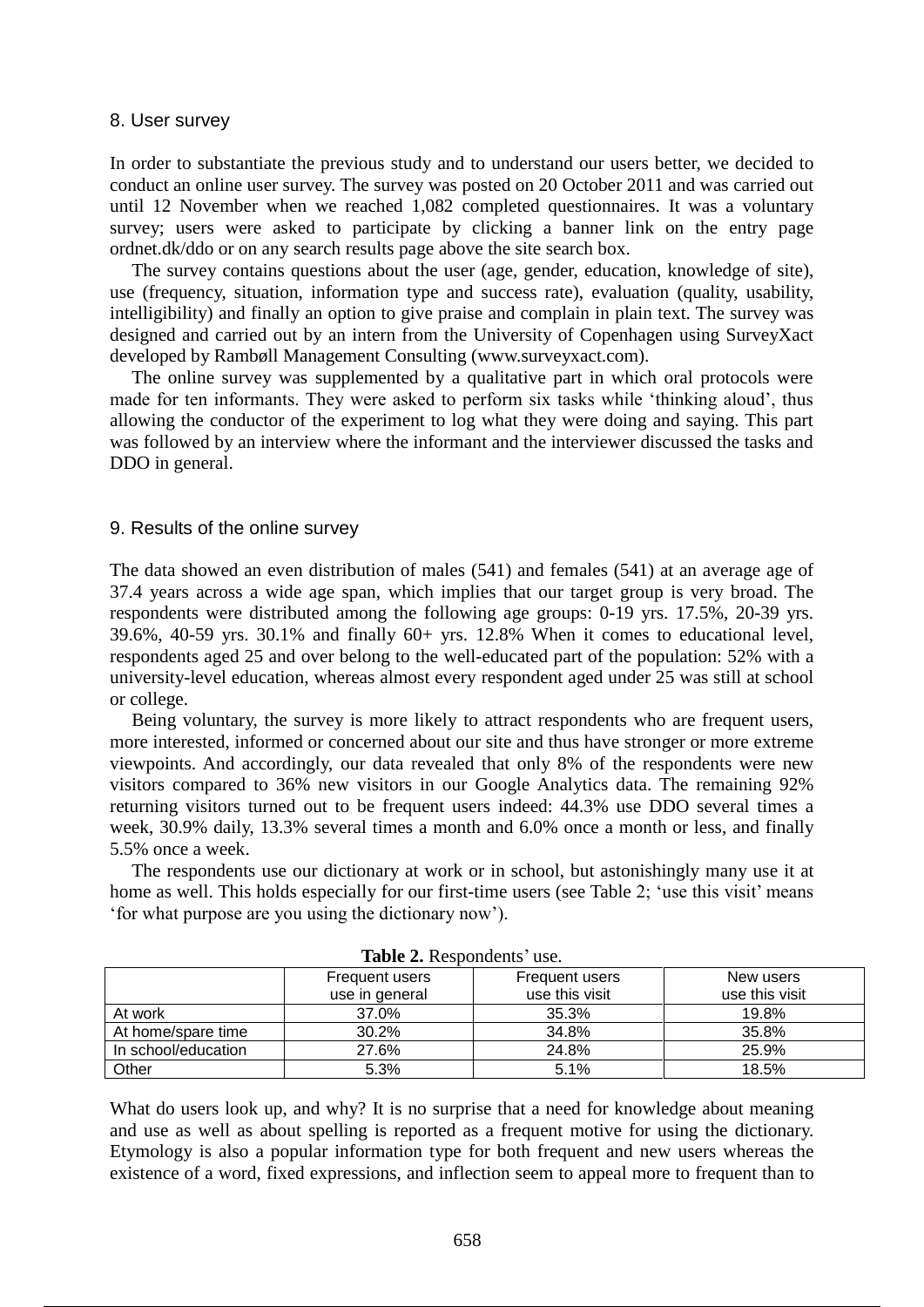## 8. User survey

In order to substantiate the previous study and to understand our users better, we decided to conduct an online user survey. The survey was posted on 20 October 2011 and was carried out until 12 November when we reached 1,082 completed questionnaires. It was a voluntary survey; users were asked to participate by clicking a banner link on the entry page ordnet.dk/ddo or on any search results page above the site search box.

The survey contains questions about the user (age, gender, education, knowledge of site), use (frequency, situation, information type and success rate), evaluation (quality, usability, intelligibility) and finally an option to give praise and complain in plain text. The survey was designed and carried out by an intern from the University of Copenhagen using SurveyXact developed by Rambøll Management Consulting (www.surveyxact.com).

The online survey was supplemented by a qualitative part in which oral protocols were made for ten informants. They were asked to perform six tasks while 'thinking aloud', thus allowing the conductor of the experiment to log what they were doing and saying. This part was followed by an interview where the informant and the interviewer discussed the tasks and DDO in general.

## 9. Results of the online survey

The data showed an even distribution of males (541) and females (541) at an average age of 37.4 years across a wide age span, which implies that our target group is very broad. The respondents were distributed among the following age groups: 0-19 yrs. 17.5%, 20-39 yrs. 39.6%, 40-59 yrs. 30.1% and finally 60+ yrs. 12.8% When it comes to educational level, respondents aged 25 and over belong to the well-educated part of the population: 52% with a university-level education, whereas almost every respondent aged under 25 was still at school or college.

Being voluntary, the survey is more likely to attract respondents who are frequent users, more interested, informed or concerned about our site and thus have stronger or more extreme viewpoints. And accordingly, our data revealed that only 8% of the respondents were new visitors compared to 36% new visitors in our Google Analytics data. The remaining 92% returning visitors turned out to be frequent users indeed: 44.3% use DDO several times a week, 30.9% daily, 13.3% several times a month and 6.0% once a month or less, and finally 5.5% once a week.

The respondents use our dictionary at work or in school, but astonishingly many use it at home as well. This holds especially for our first-time users (see Table 2; 'use this visit' means 'for what purpose are you using the dictionary now').

**Table 2.** Respondents' use.

| | Frequent users use in general | Frequent users use this visit | New users use this visit |
|---|---|---|---|
| At work | 37.0% | 35.3% | 19.8% |
| At home/spare time | 30.2% | 34.8% | 35.8% |
| In school/education | 27.6% | 24.8% | 25.9% |
| Other | 5.3% | 5.1% | 18.5% |

What do users look up, and why? It is no surprise that a need for knowledge about meaning and use as well as about spelling is reported as a frequent motive for using the dictionary. Etymology is also a popular information type for both frequent and new users whereas the existence of a word, fixed expressions, and inflection seem to appeal more to frequent than to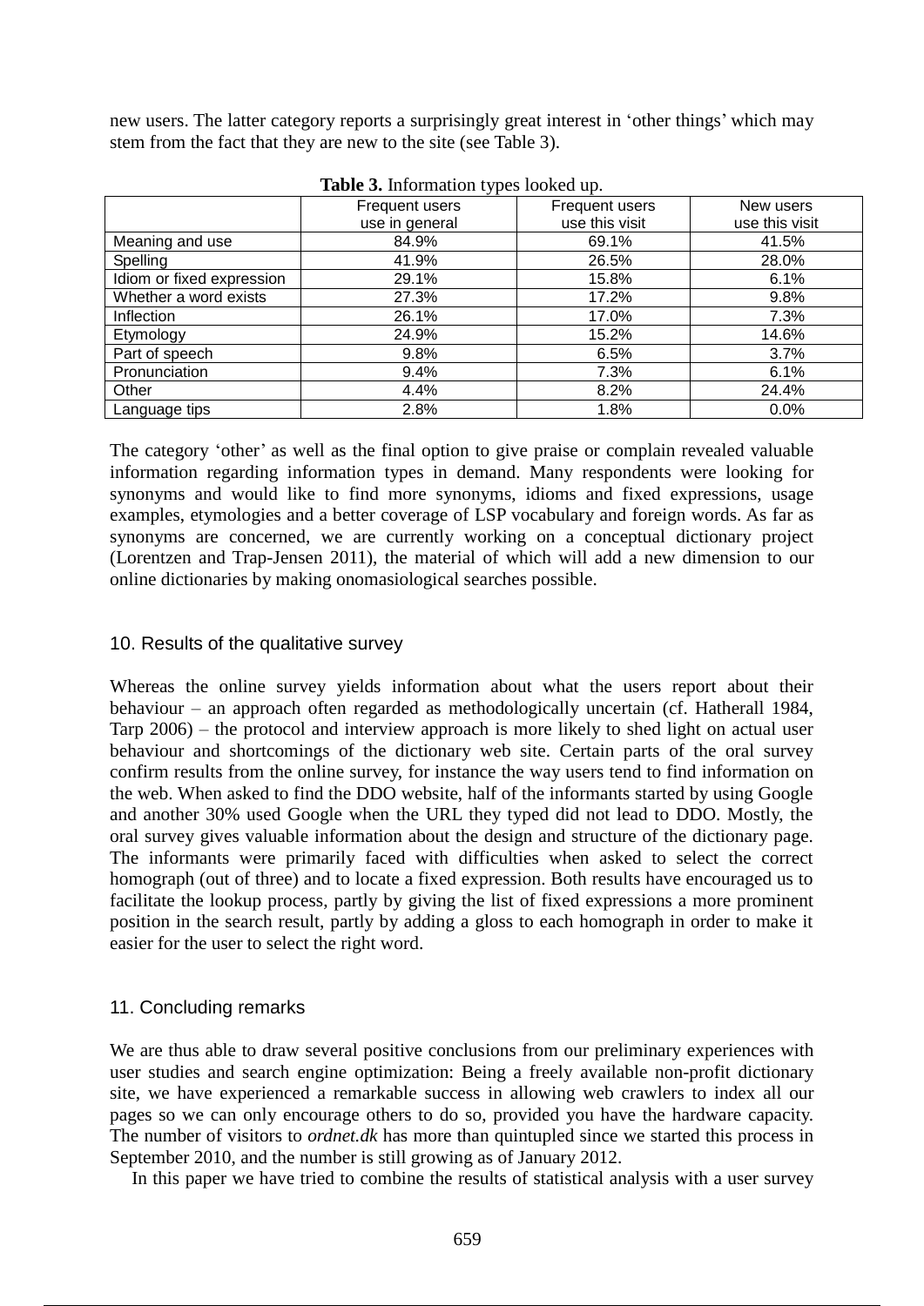new users. The latter category reports a surprisingly great interest in 'other things' which may stem from the fact that they are new to the site (see Table 3).

**Table 3.** Information types looked up.

| | Frequent users use in general | Frequent users use this visit | New users use this visit |
|---|---|---|---|
| Meaning and use | 84.9% | 69.1% | 41.5% |
| Spelling | 41.9% | 26.5% | 28.0% |
| Idiom or fixed expression | 29.1% | 15.8% | 6.1% |
| Whether a word exists | 27.3% | 17.2% | 9.8% |
| Inflection | 26.1% | 17.0% | 7.3% |
| Etymology | 24.9% | 15.2% | 14.6% |
| Part of speech | 9.8% | 6.5% | 3.7% |
| Pronunciation | 9.4% | 7.3% | 6.1% |
| Other | 4.4% | 8.2% | 24.4% |
| Language tips | 2.8% | 1.8% | 0.0% |

The category 'other' as well as the final option to give praise or complain revealed valuable information regarding information types in demand. Many respondents were looking for synonyms and would like to find more synonyms, idioms and fixed expressions, usage examples, etymologies and a better coverage of LSP vocabulary and foreign words. As far as synonyms are concerned, we are currently working on a conceptual dictionary project (Lorentzen and Trap-Jensen 2011), the material of which will add a new dimension to our online dictionaries by making onomasiological searches possible.

## 10. Results of the qualitative survey

Whereas the online survey yields information about what the users report about their behaviour – an approach often regarded as methodologically uncertain (cf. Hatherall 1984, Tarp 2006) – the protocol and interview approach is more likely to shed light on actual user behaviour and shortcomings of the dictionary web site. Certain parts of the oral survey confirm results from the online survey, for instance the way users tend to find information on the web. When asked to find the DDO website, half of the informants started by using Google and another 30% used Google when the URL they typed did not lead to DDO. Mostly, the oral survey gives valuable information about the design and structure of the dictionary page. The informants were primarily faced with difficulties when asked to select the correct homograph (out of three) and to locate a fixed expression. Both results have encouraged us to facilitate the lookup process, partly by giving the list of fixed expressions a more prominent position in the search result, partly by adding a gloss to each homograph in order to make it easier for the user to select the right word.

## 11. Concluding remarks

We are thus able to draw several positive conclusions from our preliminary experiences with user studies and search engine optimization: Being a freely available non-profit dictionary site, we have experienced a remarkable success in allowing web crawlers to index all our pages so we can only encourage others to do so, provided you have the hardware capacity. The number of visitors to *ordnet.dk* has more than quintupled since we started this process in September 2010, and the number is still growing as of January 2012.

In this paper we have tried to combine the results of statistical analysis with a user survey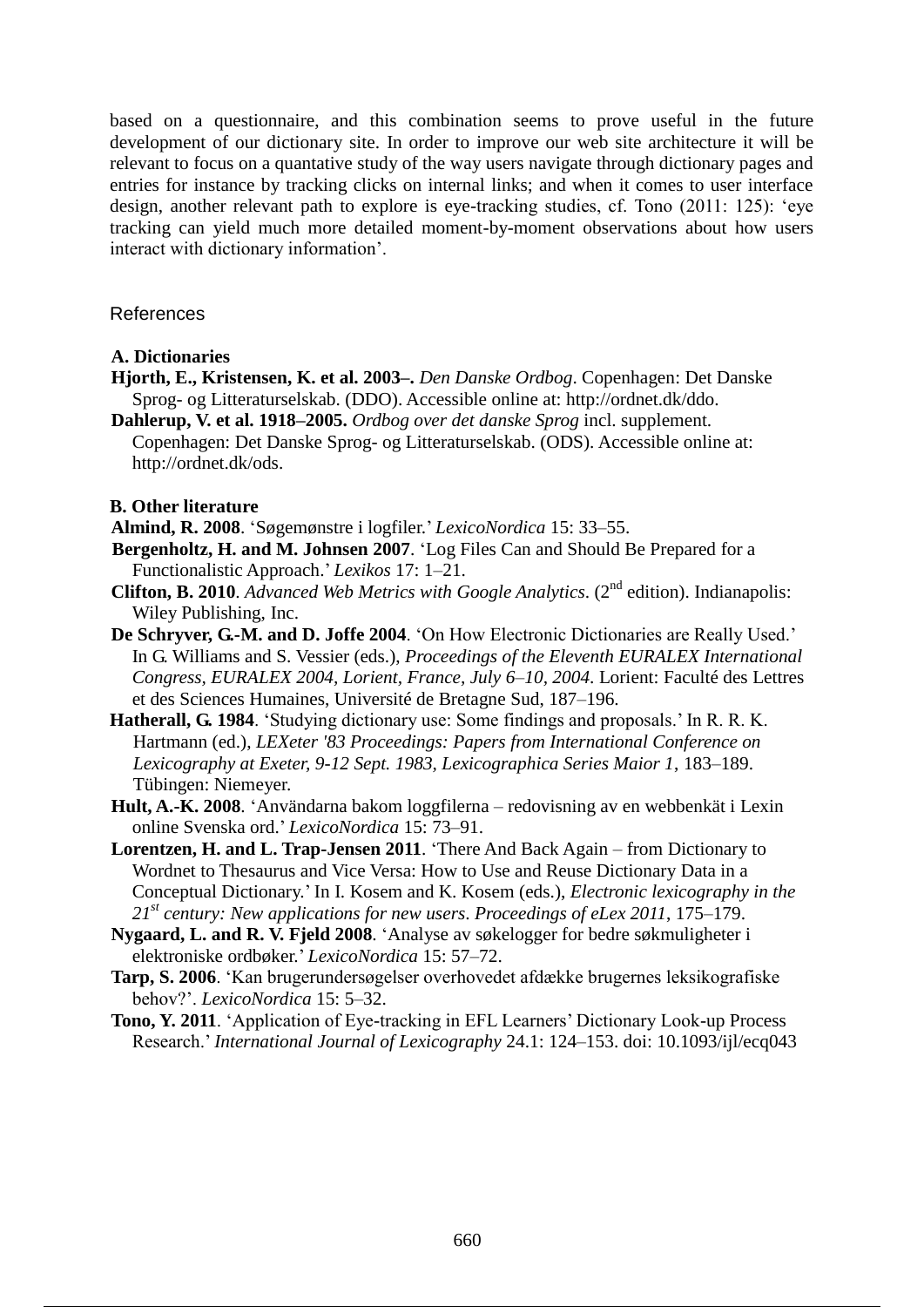based on a questionnaire, and this combination seems to prove useful in the future development of our dictionary site. In order to improve our web site architecture it will be relevant to focus on a quantative study of the way users navigate through dictionary pages and entries for instance by tracking clicks on internal links; and when it comes to user interface design, another relevant path to explore is eye-tracking studies, cf. Tono (2011: 125): 'eye tracking can yield much more detailed moment-by-moment observations about how users interact with dictionary information'.

## References

### A. Dictionaries

**Hjorth, E., Kristensen, K. et al. 2003–.** *Den Danske Ordbog*. Copenhagen: Det Danske Sprog- og Litteraturselskab. (DDO). Accessible online at: http://ordnet.dk/ddo.

**Dahlerup, V. et al. 1918–2005.** *Ordbog over det danske Sprog* incl. supplement. Copenhagen: Det Danske Sprog- og Litteraturselskab. (ODS). Accessible online at: http://ordnet.dk/ods.

### B. Other literature

**Almind, R. 2008**. 'Søgemønstre i logfiler.' *LexicoNordica* 15: 33–55.

**Bergenholtz, H. and M. Johnsen 2007**. 'Log Files Can and Should Be Prepared for a Functionalistic Approach.' *Lexikos* 17: 1–21.

**Clifton, B. 2010**. *Advanced Web Metrics with Google Analytics*. (2nd edition). Indianapolis: Wiley Publishing, Inc.

**De Schryver, G.-M. and D. Joffe 2004**. 'On How Electronic Dictionaries are Really Used.' In G. Williams and S. Vessier (eds.), *Proceedings of the Eleventh EURALEX International Congress, EURALEX 2004, Lorient, France, July 6–10, 2004*. Lorient: Faculté des Lettres et des Sciences Humaines, Université de Bretagne Sud, 187–196.

**Hatherall, G. 1984**. 'Studying dictionary use: Some findings and proposals.' In R. R. K. Hartmann (ed.), *LEXeter '83 Proceedings: Papers from International Conference on Lexicography at Exeter, 9-12 Sept. 1983, Lexicographica Series Maior 1*, 183–189. Tübingen: Niemeyer.

**Hult, A.-K. 2008**. 'Användarna bakom loggfilerna – redovisning av en webbenkät i Lexin online Svenska ord.' *LexicoNordica* 15: 73–91.

**Lorentzen, H. and L. Trap-Jensen 2011**. 'There And Back Again – from Dictionary to Wordnet to Thesaurus and Vice Versa: How to Use and Reuse Dictionary Data in a Conceptual Dictionary.' In I. Kosem and K. Kosem (eds.), *Electronic lexicography in the 21st century: New applications for new users*. *Proceedings of eLex 2011*, 175–179.

**Nygaard, L. and R. V. Fjeld 2008**. 'Analyse av søkelogger for bedre søkmuligheter i elektroniske ordbøker.' *LexicoNordica* 15: 57–72.

**Tarp, S. 2006**. 'Kan brugerundersøgelser overhovedet afdække brugernes leksikografiske behov?'. *LexicoNordica* 15: 5–32.

**Tono, Y. 2011**. 'Application of Eye-tracking in EFL Learners' Dictionary Look-up Process Research.' *International Journal of Lexicography* 24.1: 124–153. doi: 10.1093/ijl/ecq043